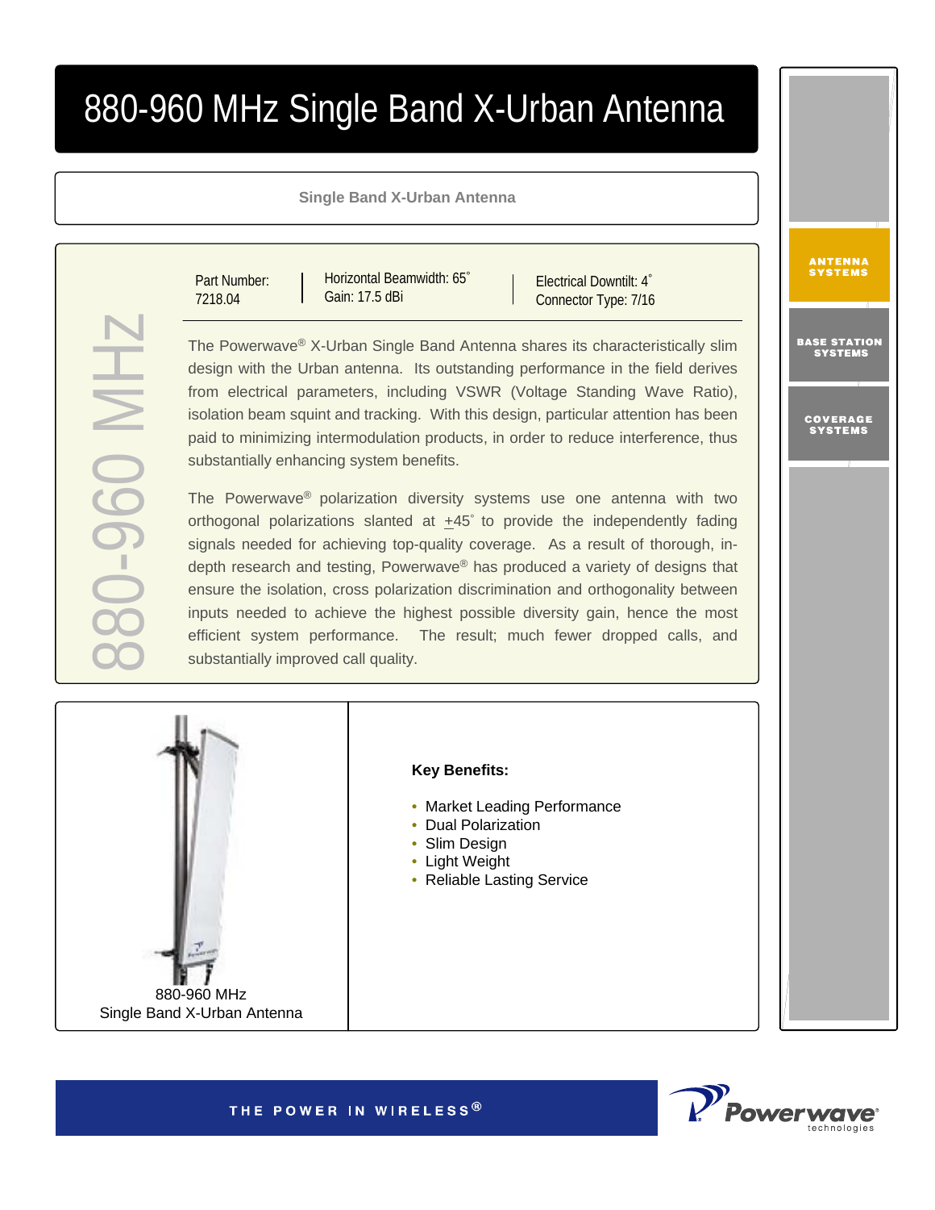# 880-960 MHz Single Band X-Urban Antenna

**Single Band X-Urban Antenna**

880-960 MHz

| Part Number: 7218.04 | Horizontal Beamwidth: 65˚<br>Gain: 17.5 dBi | Electrical Downtilt: 4˚<br>Connector Type: 7/16 |
|---|---|---|

The Powerwave® X-Urban Single Band Antenna shares its characteristically slim design with the Urban antenna. Its outstanding performance in the field derives from electrical parameters, including VSWR (Voltage Standing Wave Ratio), isolation beam squint and tracking. With this design, particular attention has been paid to minimizing intermodulation products, in order to reduce interference, thus substantially enhancing system benefits.

The Powerwave® polarization diversity systems use one antenna with two orthogonal polarizations slanted at ±45˚ to provide the independently fading signals needed for achieving top-quality coverage. As a result of thorough, in-depth research and testing, Powerwave® has produced a variety of designs that ensure the isolation, cross polarization discrimination and orthogonality between inputs needed to achieve the highest possible diversity gain, hence the most efficient system performance. The result; much fewer dropped calls, and substantially improved call quality.

880-960 MHz
Single Band X-Urban Antenna

**Key Benefits:**

- Market Leading Performance
- Dual Polarization
- Slim Design
- Light Weight
- Reliable Lasting Service

ANTENNA SYSTEMS

BASE STATION SYSTEMS

COVERAGE SYSTEMS

THE POWER IN WIRELESS®

Powerwave® technologies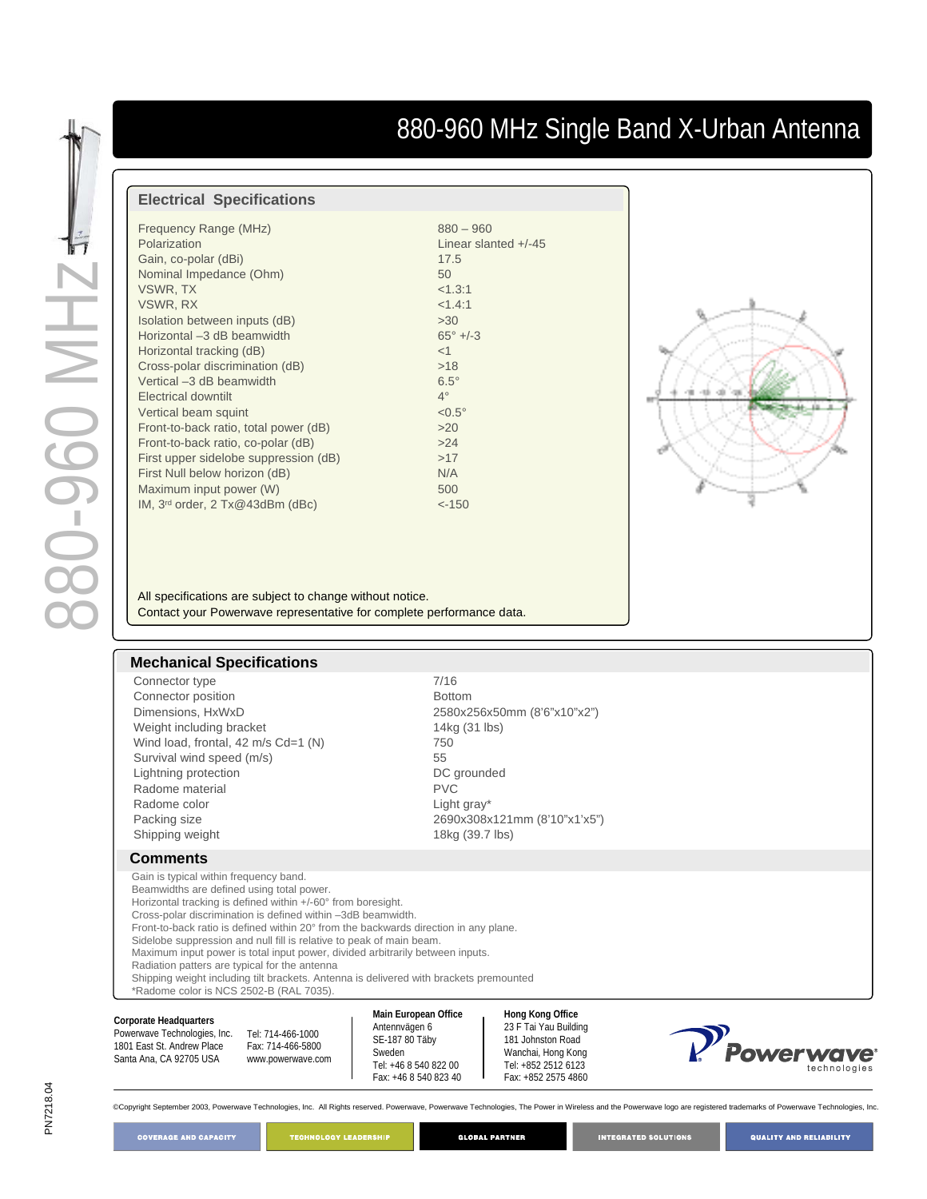# 880-960 MHz Single Band X-Urban Antenna

## Electrical Specifications

| | |
|---|---|
| Frequency Range (MHz) | 880 – 960 |
| Polarization | Linear slanted +/-45 |
| Gain, co-polar (dBi) | 17.5 |
| Nominal Impedance (Ohm) | 50 |
| VSWR, TX | <1.3:1 |
| VSWR, RX | <1.4:1 |
| Isolation between inputs (dB) | >30 |
| Horizontal –3 dB beamwidth | 65° +/-3 |
| Horizontal tracking (dB) | <1 |
| Cross-polar discrimination (dB) | >18 |
| Vertical –3 dB beamwidth | 6.5° |
| Electrical downtilt | 4° |
| Vertical beam squint | <0.5° |
| Front-to-back ratio, total power (dB) | >20 |
| Front-to-back ratio, co-polar (dB) | >24 |
| First upper sidelobe suppression (dB) | >17 |
| First Null below horizon (dB) | N/A |
| Maximum input power (W) | 500 |
| IM, 3rd order, 2 Tx@43dBm (dBc) | <-150 |

All specifications are subject to change without notice.
Contact your Powerwave representative for complete performance data.

## Mechanical Specifications

| | |
|---|---|
| Connector type | 7/16 |
| Connector position | Bottom |
| Dimensions, HxWxD | 2580x256x50mm (8'6"x10"x2") |
| Weight including bracket | 14kg (31 lbs) |
| Wind load, frontal, 42 m/s Cd=1 (N) | 750 |
| Survival wind speed (m/s) | 55 |
| Lightning protection | DC grounded |
| Radome material | PVC |
| Radome color | Light gray* |
| Packing size | 2690x308x121mm (8'10"x1'x5") |
| Shipping weight | 18kg (39.7 lbs) |

## Comments

Gain is typical within frequency band.
Beamwidths are defined using total power.
Horizontal tracking is defined within +/-60° from boresight.
Cross-polar discrimination is defined within –3dB beamwidth.
Front-to-back ratio is defined within 20° from the backwards direction in any plane.
Sidelobe suppression and null fill is relative to peak of main beam.
Maximum input power is total input power, divided arbitrarily between inputs.
Radiation patterns are typical for the antenna
Shipping weight including tilt brackets. Antenna is delivered with brackets premounted
*Radome color is NCS 2502-B (RAL 7035).

**Corporate Headquarters**
Powerwave Technologies, Inc.
1801 East St. Andrew Place
Santa Ana, CA 92705 USA
Tel: 714-466-1000
Fax: 714-466-5800
www.powerwave.com

**Main European Office**
Antennvägen 6
SE-187 80 Täby
Sweden
Tel: +46 8 540 822 00
Fax: +46 8 540 823 40

**Hong Kong Office**
23 F Tai Yau Building
181 Johnston Road
Wanchai, Hong Kong
Tel: +852 2512 6123
Fax: +852 2575 4860

©Copyright September 2003, Powerwave Technologies, Inc. All Rights reserved. Powerwave, Powerwave Technologies, The Power in Wireless and the Powerwave logo are registered trademarks of Powerwave Technologies, Inc.

COVERAGE AND CAPACITY | TECHNOLOGY LEADERSHIP | GLOBAL PARTNER | INTEGRATED SOLUTIONS | QUALITY AND RELIABILITY

PN7218.04